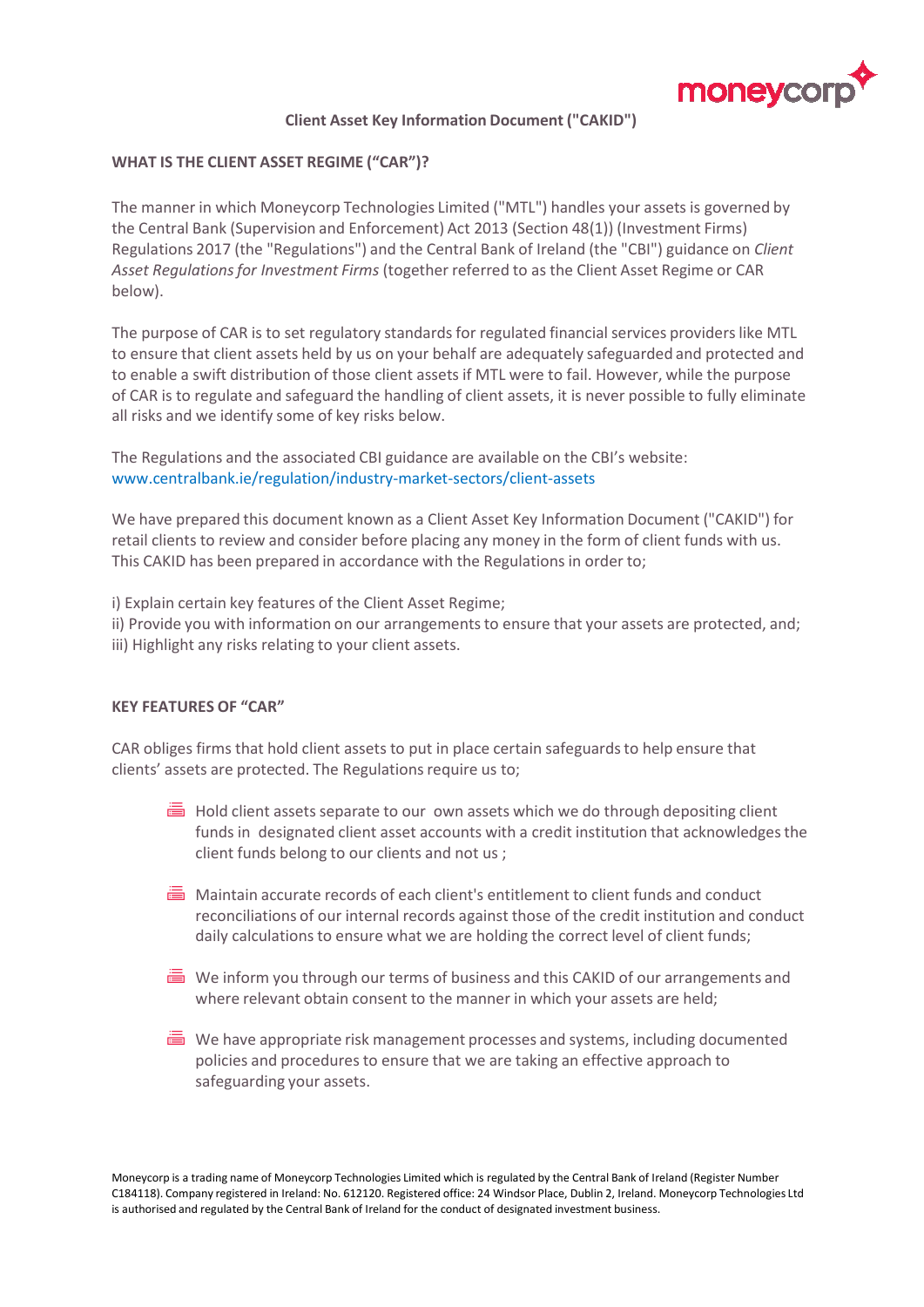# Client Asset Key Information Document ("CAKID")

## WHAT IS THE CLIENT ASSET REGIME ("CAR")?

The manner in which Moneycorp Technologies Limited ("MTL") handles your assets is governed by the Central Bank (Supervision and Enforcement) Act 2013 (Section 48(1)) (Investment Firms) Regulations 2017 (the "Regulations") and the Central Bank of Ireland (the "CBI") guidance on *Client Asset Regulations for Investment Firms* (together referred to as the Client Asset Regime or CAR below).

The purpose of CAR is to set regulatory standards for regulated financial services providers like MTL to ensure that client assets held by us on your behalf are adequately safeguarded and protected and to enable a swift distribution of those client assets if MTL were to fail. However, while the purpose of CAR is to regulate and safeguard the handling of client assets, it is never possible to fully eliminate all risks and we identify some of key risks below.

The Regulations and the associated CBI guidance are available on the CBI's website: www.centralbank.ie/regulation/industry-market-sectors/client-assets

We have prepared this document known as a Client Asset Key Information Document ("CAKID") for retail clients to review and consider before placing any money in the form of client funds with us. This CAKID has been prepared in accordance with the Regulations in order to;

i) Explain certain key features of the Client Asset Regime;
ii) Provide you with information on our arrangements to ensure that your assets are protected, and;
iii) Highlight any risks relating to your client assets.

## KEY FEATURES OF "CAR"

CAR obliges firms that hold client assets to put in place certain safeguards to help ensure that clients' assets are protected. The Regulations require us to;

- Hold client assets separate to our own assets which we do through depositing client funds in designated client asset accounts with a credit institution that acknowledges the client funds belong to our clients and not us ;
- Maintain accurate records of each client's entitlement to client funds and conduct reconciliations of our internal records against those of the credit institution and conduct daily calculations to ensure what we are holding the correct level of client funds;
- We inform you through our terms of business and this CAKID of our arrangements and where relevant obtain consent to the manner in which your assets are held;
- We have appropriate risk management processes and systems, including documented policies and procedures to ensure that we are taking an effective approach to safeguarding your assets.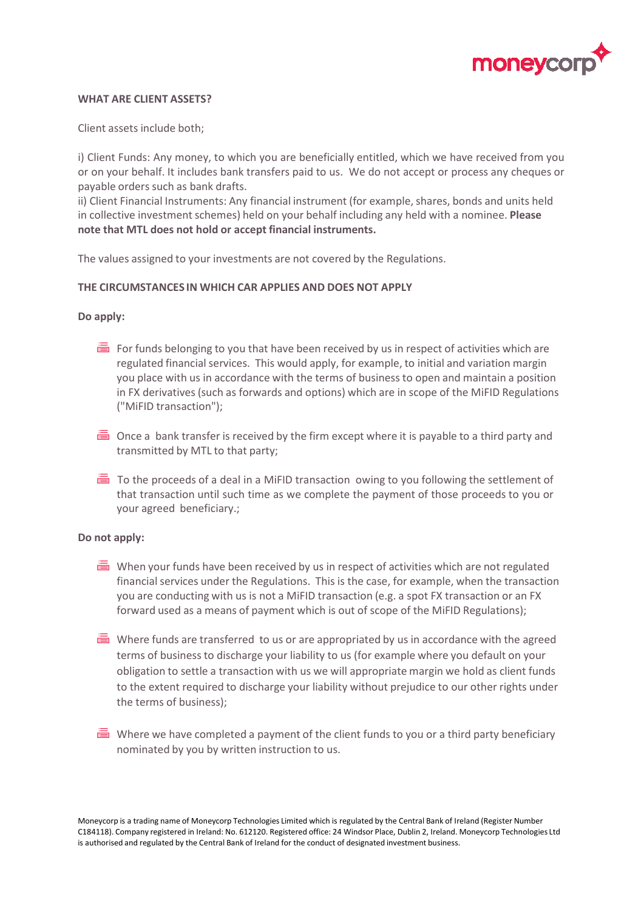**WHAT ARE CLIENT ASSETS?**

Client assets include both;

i) Client Funds: Any money, to which you are beneficially entitled, which we have received from you or on your behalf. It includes bank transfers paid to us. We do not accept or process any cheques or payable orders such as bank drafts.
ii) Client Financial Instruments: Any financial instrument (for example, shares, bonds and units held in collective investment schemes) held on your behalf including any held with a nominee. **Please note that MTL does not hold or accept financial instruments.**

The values assigned to your investments are not covered by the Regulations.

**THE CIRCUMSTANCES IN WHICH CAR APPLIES AND DOES NOT APPLY**

**Do apply:**

- For funds belonging to you that have been received by us in respect of activities which are regulated financial services. This would apply, for example, to initial and variation margin you place with us in accordance with the terms of business to open and maintain a position in FX derivatives (such as forwards and options) which are in scope of the MiFID Regulations ("MiFID transaction");

- Once a bank transfer is received by the firm except where it is payable to a third party and transmitted by MTL to that party;

- To the proceeds of a deal in a MiFID transaction owing to you following the settlement of that transaction until such time as we complete the payment of those proceeds to you or your agreed beneficiary.;

**Do not apply:**

- When your funds have been received by us in respect of activities which are not regulated financial services under the Regulations. This is the case, for example, when the transaction you are conducting with us is not a MiFID transaction (e.g. a spot FX transaction or an FX forward used as a means of payment which is out of scope of the MiFID Regulations);

- Where funds are transferred to us or are appropriated by us in accordance with the agreed terms of business to discharge your liability to us (for example where you default on your obligation to settle a transaction with us we will appropriate margin we hold as client funds to the extent required to discharge your liability without prejudice to our other rights under the terms of business);

- Where we have completed a payment of the client funds to you or a third party beneficiary nominated by you by written instruction to us.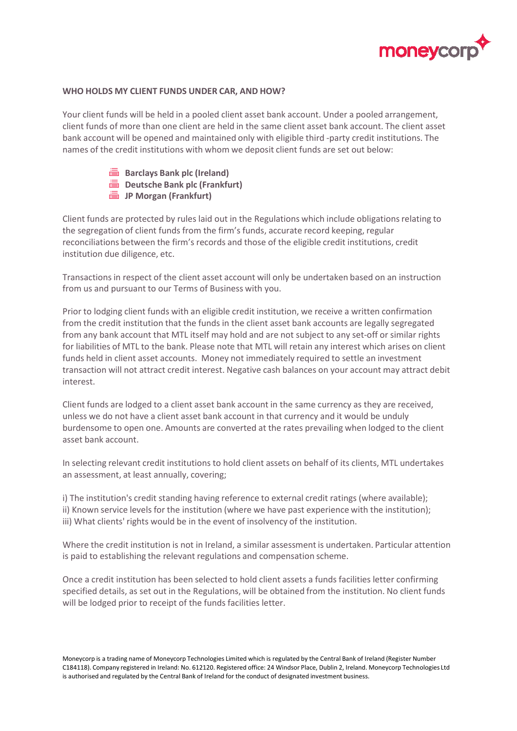**WHO HOLDS MY CLIENT FUNDS UNDER CAR, AND HOW?**

Your client funds will be held in a pooled client asset bank account. Under a pooled arrangement, client funds of more than one client are held in the same client asset bank account. The client asset bank account will be opened and maintained only with eligible third -party credit institutions. The names of the credit institutions with whom we deposit client funds are set out below:

- **Barclays Bank plc (Ireland)**
- **Deutsche Bank plc (Frankfurt)**
- **JP Morgan (Frankfurt)**

Client funds are protected by rules laid out in the Regulations which include obligations relating to the segregation of client funds from the firm's funds, accurate record keeping, regular reconciliations between the firm's records and those of the eligible credit institutions, credit institution due diligence, etc.

Transactions in respect of the client asset account will only be undertaken based on an instruction from us and pursuant to our Terms of Business with you.

Prior to lodging client funds with an eligible credit institution, we receive a written confirmation from the credit institution that the funds in the client asset bank accounts are legally segregated from any bank account that MTL itself may hold and are not subject to any set-off or similar rights for liabilities of MTL to the bank. Please note that MTL will retain any interest which arises on client funds held in client asset accounts. Money not immediately required to settle an investment transaction will not attract credit interest. Negative cash balances on your account may attract debit interest.

Client funds are lodged to a client asset bank account in the same currency as they are received, unless we do not have a client asset bank account in that currency and it would be unduly burdensome to open one. Amounts are converted at the rates prevailing when lodged to the client asset bank account.

In selecting relevant credit institutions to hold client assets on behalf of its clients, MTL undertakes an assessment, at least annually, covering;

i) The institution's credit standing having reference to external credit ratings (where available);
ii) Known service levels for the institution (where we have past experience with the institution);
iii) What clients' rights would be in the event of insolvency of the institution.

Where the credit institution is not in Ireland, a similar assessment is undertaken. Particular attention is paid to establishing the relevant regulations and compensation scheme.

Once a credit institution has been selected to hold client assets a funds facilities letter confirming specified details, as set out in the Regulations, will be obtained from the institution. No client funds will be lodged prior to receipt of the funds facilities letter.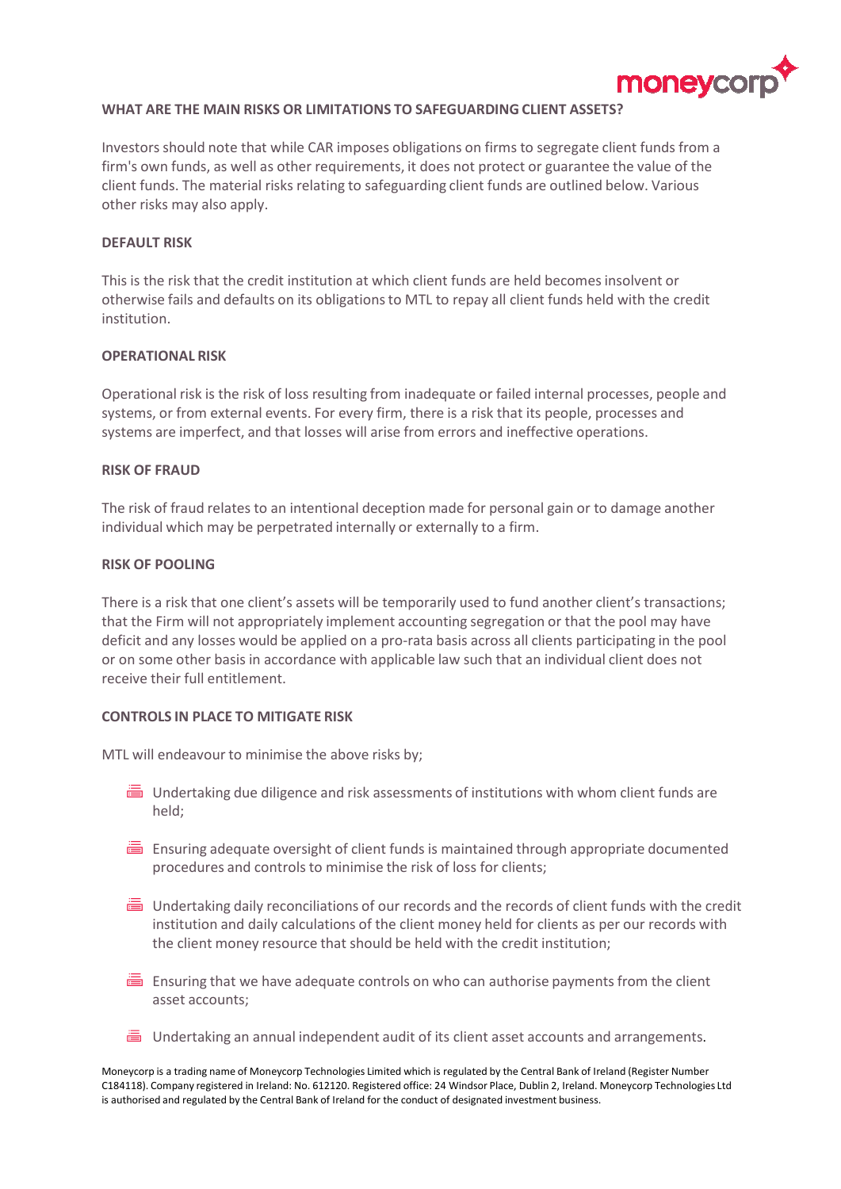## WHAT ARE THE MAIN RISKS OR LIMITATIONS TO SAFEGUARDING CLIENT ASSETS?

Investors should note that while CAR imposes obligations on firms to segregate client funds from a firm's own funds, as well as other requirements, it does not protect or guarantee the value of the client funds. The material risks relating to safeguarding client funds are outlined below. Various other risks may also apply.

### DEFAULT RISK

This is the risk that the credit institution at which client funds are held becomes insolvent or otherwise fails and defaults on its obligations to MTL to repay all client funds held with the credit institution.

### OPERATIONAL RISK

Operational risk is the risk of loss resulting from inadequate or failed internal processes, people and systems, or from external events. For every firm, there is a risk that its people, processes and systems are imperfect, and that losses will arise from errors and ineffective operations.

### RISK OF FRAUD

The risk of fraud relates to an intentional deception made for personal gain or to damage another individual which may be perpetrated internally or externally to a firm.

### RISK OF POOLING

There is a risk that one client's assets will be temporarily used to fund another client's transactions; that the Firm will not appropriately implement accounting segregation or that the pool may have deficit and any losses would be applied on a pro-rata basis across all clients participating in the pool or on some other basis in accordance with applicable law such that an individual client does not receive their full entitlement.

### CONTROLS IN PLACE TO MITIGATE RISK

MTL will endeavour to minimise the above risks by;

- Undertaking due diligence and risk assessments of institutions with whom client funds are held;
- Ensuring adequate oversight of client funds is maintained through appropriate documented procedures and controls to minimise the risk of loss for clients;
- Undertaking daily reconciliations of our records and the records of client funds with the credit institution and daily calculations of the client money held for clients as per our records with the client money resource that should be held with the credit institution;
- Ensuring that we have adequate controls on who can authorise payments from the client asset accounts;
- Undertaking an annual independent audit of its client asset accounts and arrangements.

Moneycorp is a trading name of Moneycorp Technologies Limited which is regulated by the Central Bank of Ireland (Register Number C184118). Company registered in Ireland: No. 612120. Registered office: 24 Windsor Place, Dublin 2, Ireland. Moneycorp Technologies Ltd is authorised and regulated by the Central Bank of Ireland for the conduct of designated investment business.